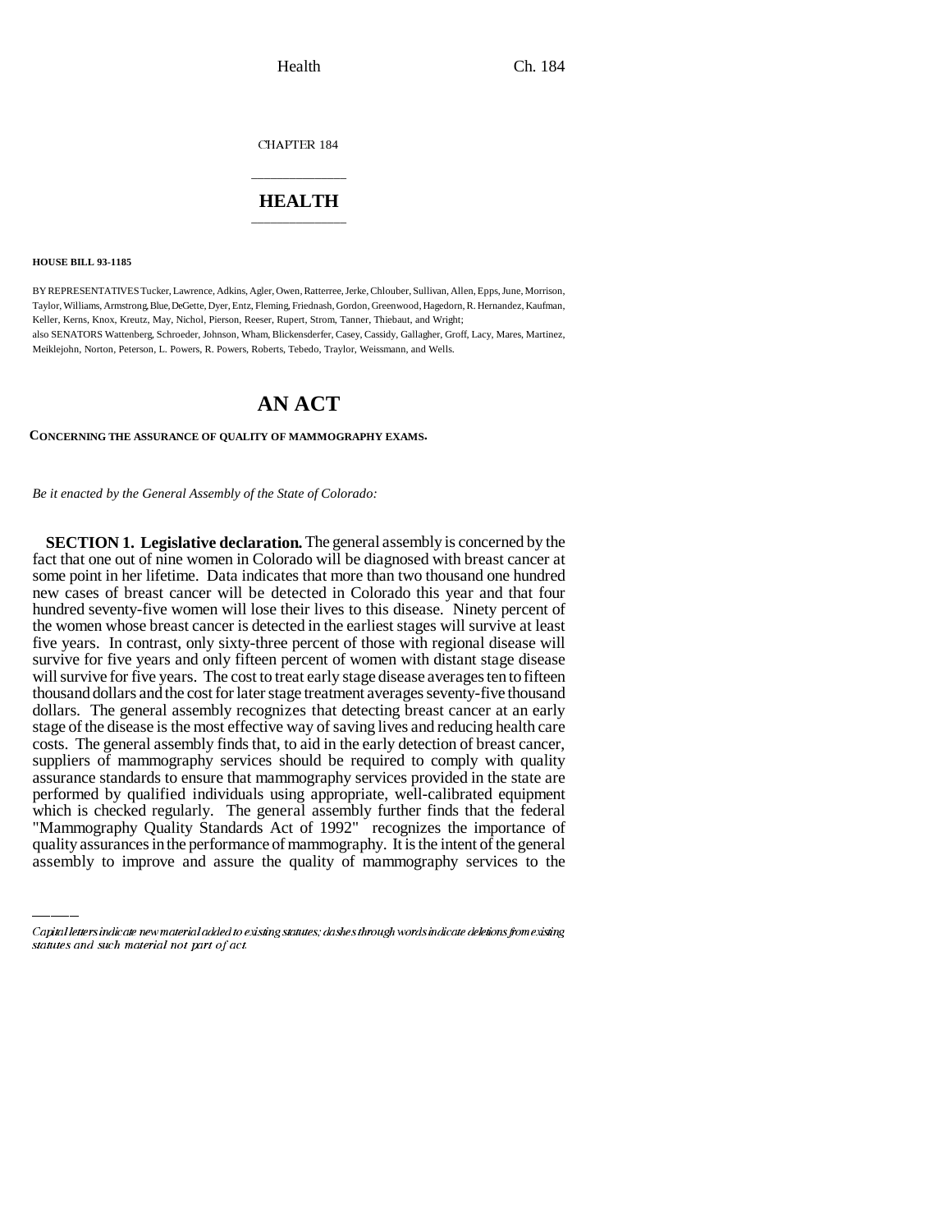CHAPTER 184

# HEALTH

**HOUSE BILL 93-1185**

BY REPRESENTATIVES Tucker, Lawrence, Adkins, Agler, Owen, Ratterree, Jerke, Chlouber, Sullivan, Allen, Epps, June, Morrison, Taylor, Williams, Armstrong, Blue, DeGette, Dyer, Entz, Fleming, Friednash, Gordon, Greenwood, Hagedorn, R. Hernandez, Kaufman, Keller, Kerns, Knox, Kreutz, May, Nichol, Pierson, Reeser, Rupert, Strom, Tanner, Thiebaut, and Wright;
also SENATORS Wattenberg, Schroeder, Johnson, Wham, Blickensderfer, Casey, Cassidy, Gallagher, Groff, Lacy, Mares, Martinez, Meiklejohn, Norton, Peterson, L. Powers, R. Powers, Roberts, Tebedo, Traylor, Weissmann, and Wells.

# AN ACT

**CONCERNING THE ASSURANCE OF QUALITY OF MAMMOGRAPHY EXAMS.**

*Be it enacted by the General Assembly of the State of Colorado:*

**SECTION 1. Legislative declaration.** The general assembly is concerned by the fact that one out of nine women in Colorado will be diagnosed with breast cancer at some point in her lifetime. Data indicates that more than two thousand one hundred new cases of breast cancer will be detected in Colorado this year and that four hundred seventy-five women will lose their lives to this disease. Ninety percent of the women whose breast cancer is detected in the earliest stages will survive at least five years. In contrast, only sixty-three percent of those with regional disease will survive for five years and only fifteen percent of women with distant stage disease will survive for five years. The cost to treat early stage disease averages ten to fifteen thousand dollars and the cost for later stage treatment averages seventy-five thousand dollars. The general assembly recognizes that detecting breast cancer at an early stage of the disease is the most effective way of saving lives and reducing health care costs. The general assembly finds that, to aid in the early detection of breast cancer, suppliers of mammography services should be required to comply with quality assurance standards to ensure that mammography services provided in the state are performed by qualified individuals using appropriate, well-calibrated equipment which is checked regularly. The general assembly further finds that the federal "Mammography Quality Standards Act of 1992" recognizes the importance of quality assurances in the performance of mammography. It is the intent of the general assembly to improve and assure the quality of mammography services to the

*Capital letters indicate new material added to existing statutes; dashes through words indicate deletions from existing statutes and such material not part of act.*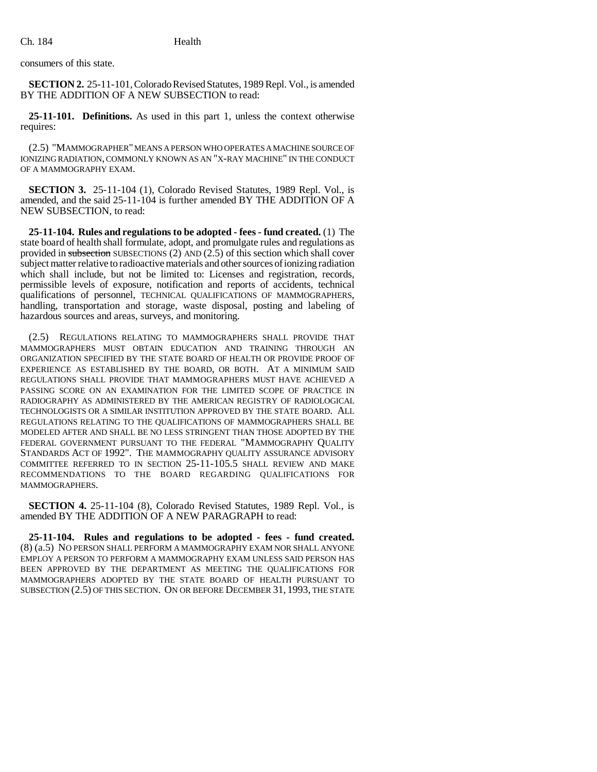consumers of this state.

**SECTION 2.** 25-11-101, Colorado Revised Statutes, 1989 Repl. Vol., is amended BY THE ADDITION OF A NEW SUBSECTION to read:

**25-11-101. Definitions.** As used in this part 1, unless the context otherwise requires:

(2.5) "MAMMOGRAPHER" MEANS A PERSON WHO OPERATES A MACHINE SOURCE OF IONIZING RADIATION, COMMONLY KNOWN AS AN "X-RAY MACHINE" IN THE CONDUCT OF A MAMMOGRAPHY EXAM.

**SECTION 3.** 25-11-104 (1), Colorado Revised Statutes, 1989 Repl. Vol., is amended, and the said 25-11-104 is further amended BY THE ADDITION OF A NEW SUBSECTION, to read:

**25-11-104. Rules and regulations to be adopted - fees - fund created.** (1) The state board of health shall formulate, adopt, and promulgate rules and regulations as provided in ~~subsection~~ SUBSECTIONS (2) AND (2.5) of this section which shall cover subject matter relative to radioactive materials and other sources of ionizing radiation which shall include, but not be limited to: Licenses and registration, records, permissible levels of exposure, notification and reports of accidents, technical qualifications of personnel, TECHNICAL QUALIFICATIONS OF MAMMOGRAPHERS, handling, transportation and storage, waste disposal, posting and labeling of hazardous sources and areas, surveys, and monitoring.

(2.5) REGULATIONS RELATING TO MAMMOGRAPHERS SHALL PROVIDE THAT MAMMOGRAPHERS MUST OBTAIN EDUCATION AND TRAINING THROUGH AN ORGANIZATION SPECIFIED BY THE STATE BOARD OF HEALTH OR PROVIDE PROOF OF EXPERIENCE AS ESTABLISHED BY THE BOARD, OR BOTH. AT A MINIMUM SAID REGULATIONS SHALL PROVIDE THAT MAMMOGRAPHERS MUST HAVE ACHIEVED A PASSING SCORE ON AN EXAMINATION FOR THE LIMITED SCOPE OF PRACTICE IN RADIOGRAPHY AS ADMINISTERED BY THE AMERICAN REGISTRY OF RADIOLOGICAL TECHNOLOGISTS OR A SIMILAR INSTITUTION APPROVED BY THE STATE BOARD. ALL REGULATIONS RELATING TO THE QUALIFICATIONS OF MAMMOGRAPHERS SHALL BE MODELED AFTER AND SHALL BE NO LESS STRINGENT THAN THOSE ADOPTED BY THE FEDERAL GOVERNMENT PURSUANT TO THE FEDERAL "MAMMOGRAPHY QUALITY STANDARDS ACT OF 1992". THE MAMMOGRAPHY QUALITY ASSURANCE ADVISORY COMMITTEE REFERRED TO IN SECTION 25-11-105.5 SHALL REVIEW AND MAKE RECOMMENDATIONS TO THE BOARD REGARDING QUALIFICATIONS FOR MAMMOGRAPHERS.

**SECTION 4.** 25-11-104 (8), Colorado Revised Statutes, 1989 Repl. Vol., is amended BY THE ADDITION OF A NEW PARAGRAPH to read:

**25-11-104. Rules and regulations to be adopted - fees - fund created.** (8) (a.5) NO PERSON SHALL PERFORM A MAMMOGRAPHY EXAM NOR SHALL ANYONE EMPLOY A PERSON TO PERFORM A MAMMOGRAPHY EXAM UNLESS SAID PERSON HAS BEEN APPROVED BY THE DEPARTMENT AS MEETING THE QUALIFICATIONS FOR MAMMOGRAPHERS ADOPTED BY THE STATE BOARD OF HEALTH PURSUANT TO SUBSECTION (2.5) OF THIS SECTION. ON OR BEFORE DECEMBER 31, 1993, THE STATE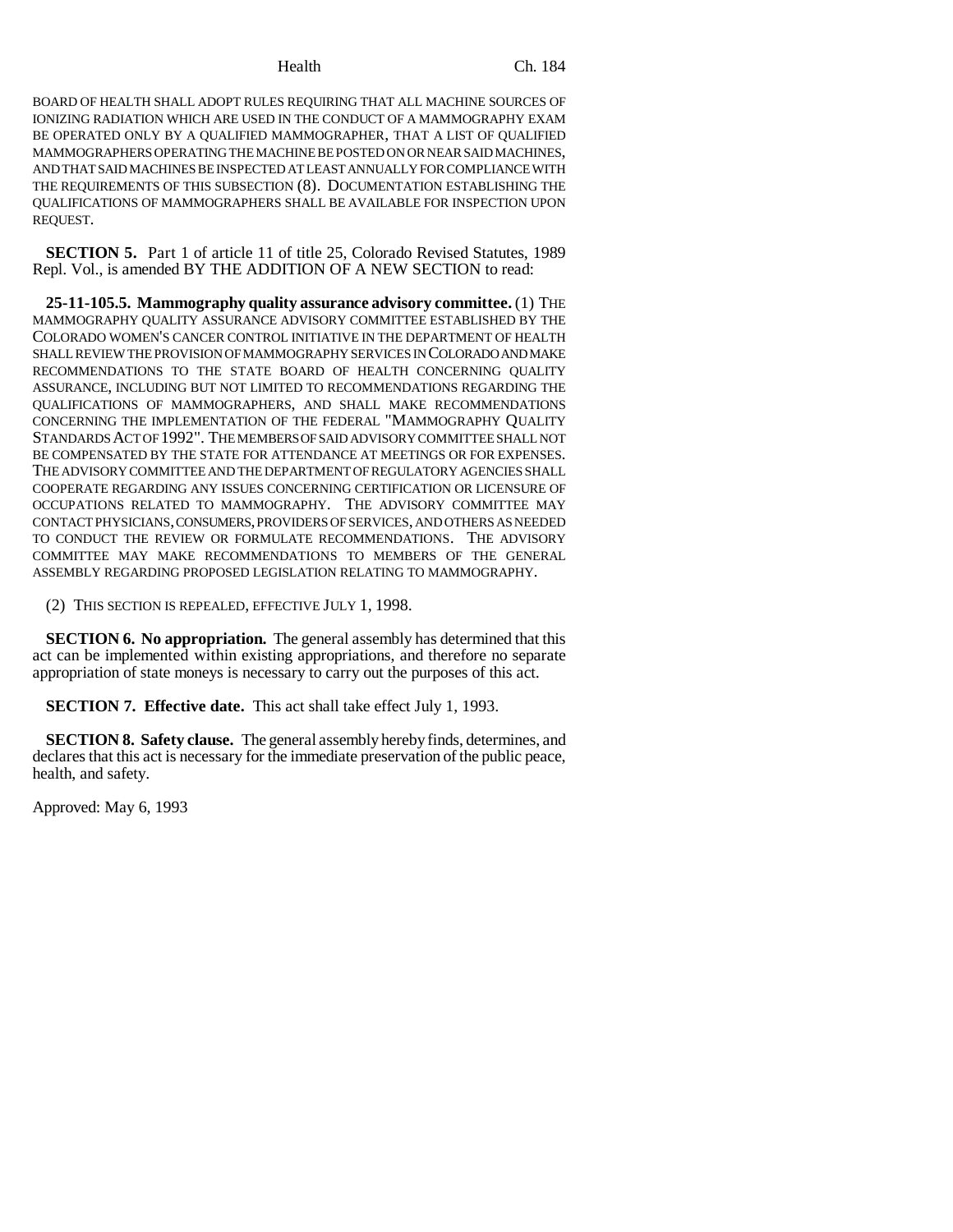BOARD OF HEALTH SHALL ADOPT RULES REQUIRING THAT ALL MACHINE SOURCES OF IONIZING RADIATION WHICH ARE USED IN THE CONDUCT OF A MAMMOGRAPHY EXAM BE OPERATED ONLY BY A QUALIFIED MAMMOGRAPHER, THAT A LIST OF QUALIFIED MAMMOGRAPHERS OPERATING THE MACHINE BE POSTED ON OR NEAR SAID MACHINES, AND THAT SAID MACHINES BE INSPECTED AT LEAST ANNUALLY FOR COMPLIANCE WITH THE REQUIREMENTS OF THIS SUBSECTION (8). DOCUMENTATION ESTABLISHING THE QUALIFICATIONS OF MAMMOGRAPHERS SHALL BE AVAILABLE FOR INSPECTION UPON REQUEST.

**SECTION 5.** Part 1 of article 11 of title 25, Colorado Revised Statutes, 1989 Repl. Vol., is amended BY THE ADDITION OF A NEW SECTION to read:

**25-11-105.5. Mammography quality assurance advisory committee.** (1) THE MAMMOGRAPHY QUALITY ASSURANCE ADVISORY COMMITTEE ESTABLISHED BY THE COLORADO WOMEN'S CANCER CONTROL INITIATIVE IN THE DEPARTMENT OF HEALTH SHALL REVIEW THE PROVISION OF MAMMOGRAPHY SERVICES IN COLORADO AND MAKE RECOMMENDATIONS TO THE STATE BOARD OF HEALTH CONCERNING QUALITY ASSURANCE, INCLUDING BUT NOT LIMITED TO RECOMMENDATIONS REGARDING THE QUALIFICATIONS OF MAMMOGRAPHERS, AND SHALL MAKE RECOMMENDATIONS CONCERNING THE IMPLEMENTATION OF THE FEDERAL "MAMMOGRAPHY QUALITY STANDARDS ACT OF 1992". THE MEMBERS OF SAID ADVISORY COMMITTEE SHALL NOT BE COMPENSATED BY THE STATE FOR ATTENDANCE AT MEETINGS OR FOR EXPENSES. THE ADVISORY COMMITTEE AND THE DEPARTMENT OF REGULATORY AGENCIES SHALL COOPERATE REGARDING ANY ISSUES CONCERNING CERTIFICATION OR LICENSURE OF OCCUPATIONS RELATED TO MAMMOGRAPHY. THE ADVISORY COMMITTEE MAY CONTACT PHYSICIANS, CONSUMERS, PROVIDERS OF SERVICES, AND OTHERS AS NEEDED TO CONDUCT THE REVIEW OR FORMULATE RECOMMENDATIONS. THE ADVISORY COMMITTEE MAY MAKE RECOMMENDATIONS TO MEMBERS OF THE GENERAL ASSEMBLY REGARDING PROPOSED LEGISLATION RELATING TO MAMMOGRAPHY.

(2) THIS SECTION IS REPEALED, EFFECTIVE JULY 1, 1998.

**SECTION 6. No appropriation.** The general assembly has determined that this act can be implemented within existing appropriations, and therefore no separate appropriation of state moneys is necessary to carry out the purposes of this act.

**SECTION 7. Effective date.** This act shall take effect July 1, 1993.

**SECTION 8. Safety clause.** The general assembly hereby finds, determines, and declares that this act is necessary for the immediate preservation of the public peace, health, and safety.

Approved: May 6, 1993